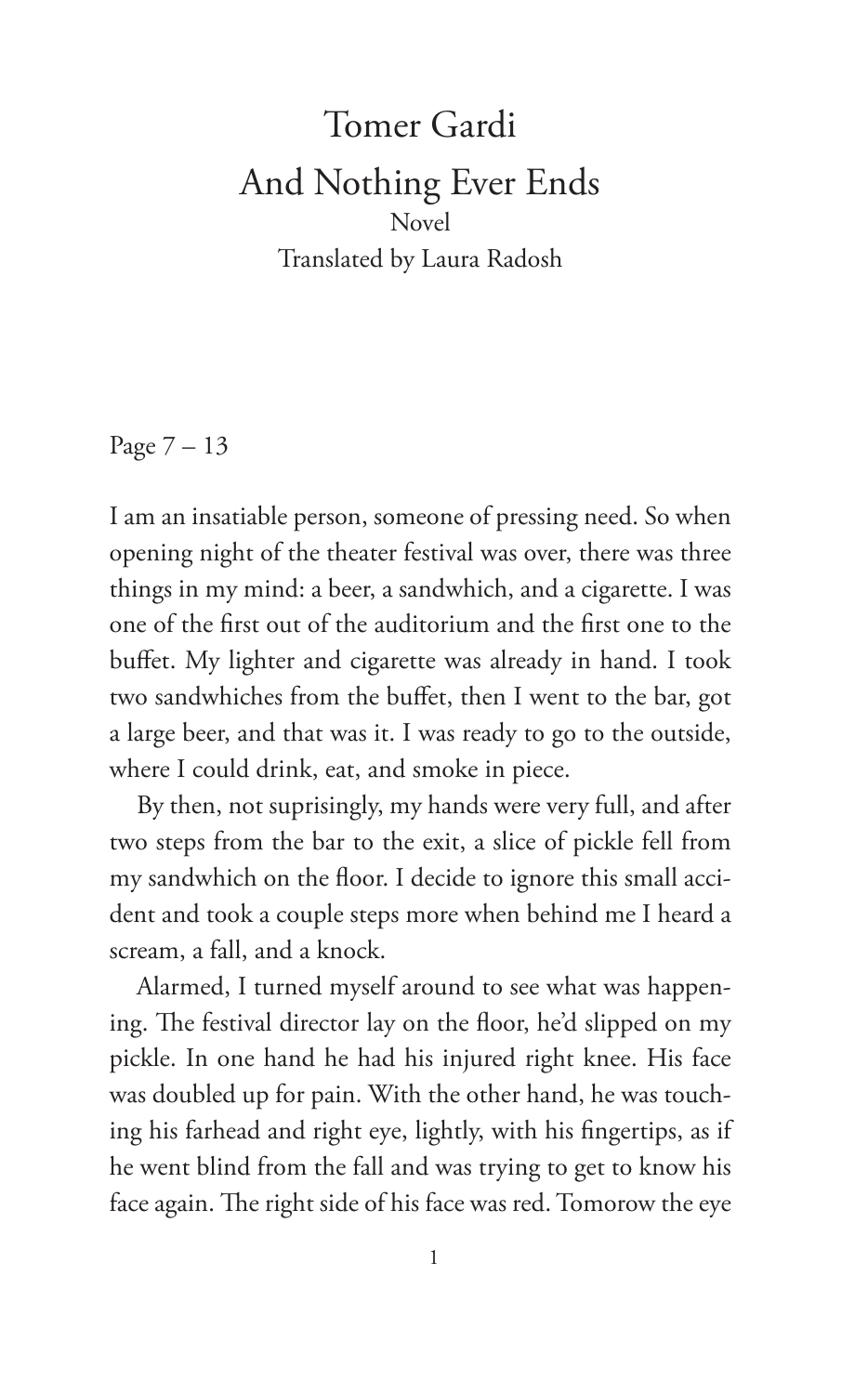# Tomer Gardi

# And Nothing Ever Ends

Novel

Translated by Laura Radosh

Page 7 – 13

I am an insatiable person, someone of pressing need. So when opening night of the theater festival was over, there was three things in my mind: a beer, a sandwhich, and a cigarette. I was one of the first out of the auditorium and the first one to the buffet. My lighter and cigarette was already in hand. I took two sandwhiches from the buffet, then I went to the bar, got a large beer, and that was it. I was ready to go to the outside, where I could drink, eat, and smoke in piece.

By then, not suprisingly, my hands were very full, and after two steps from the bar to the exit, a slice of pickle fell from my sandwhich on the floor. I decide to ignore this small accident and took a couple steps more when behind me I heard a scream, a fall, and a knock.

Alarmed, I turned myself around to see what was happening. The festival director lay on the floor, he'd slipped on my pickle. In one hand he had his injured right knee. His face was doubled up for pain. With the other hand, he was touching his farhead and right eye, lightly, with his fingertips, as if he went blind from the fall and was trying to get to know his face again. The right side of his face was red. Tomorow the eye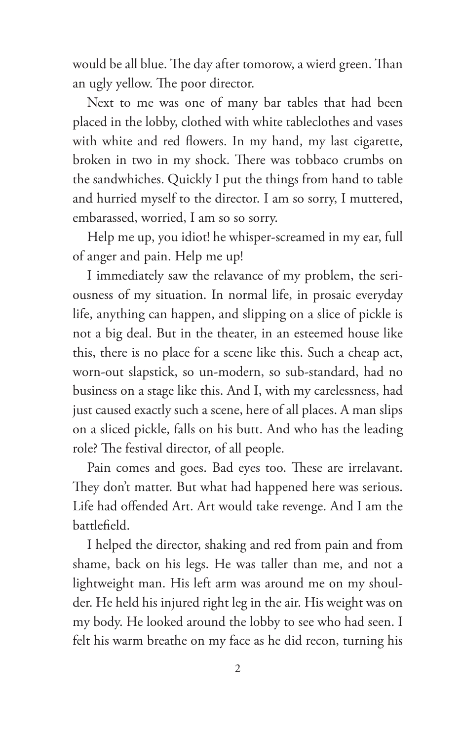would be all blue. The day after tomorow, a wierd green. Than an ugly yellow. The poor director.

Next to me was one of many bar tables that had been placed in the lobby, clothed with white tablecloths and vases with white and red flowers. In my hand, my last cigarette, broken in two in my shock. There was tobbaco crumbs on the sandwhiches. Quickly I put the things from hand to table and hurried myself to the director. I am so sorry, I muttered, embarassed, worried, I am so so sorry.

Help me up, you idiot! he whisper-screamed in my ear, full of anger and pain. Help me up!

I immediately saw the relavance of my problem, the seriousness of my situation. In normal life, in prosaic everyday life, anything can happen, and slipping on a slice of pickle is not a big deal. But in the theater, in an esteemed house like this, there is no place for a scene like this. Such a cheap act, worn-out slapstick, so un-modern, so sub-standard, had no business on a stage like this. And I, with my carelessness, had just caused exactly such a scene, here of all places. A man slips on a sliced pickle, falls on his butt. And who has the leading role? The festival director, of all people.

Pain comes and goes. Bad eyes too. These are irrelavant. They don't matter. But what had happened here was serious. Life had offended Art. Art would take revenge. And I am the battlefield.

I helped the director, shaking and red from pain and from shame, back on his legs. He was taller than me, and not a lightweight man. His left arm was around me on my shoulder. He held his injured right leg in the air. His weight was on my body. He looked around the lobby to see who had seen. I felt his warm breathe on my face as he did recon, turning his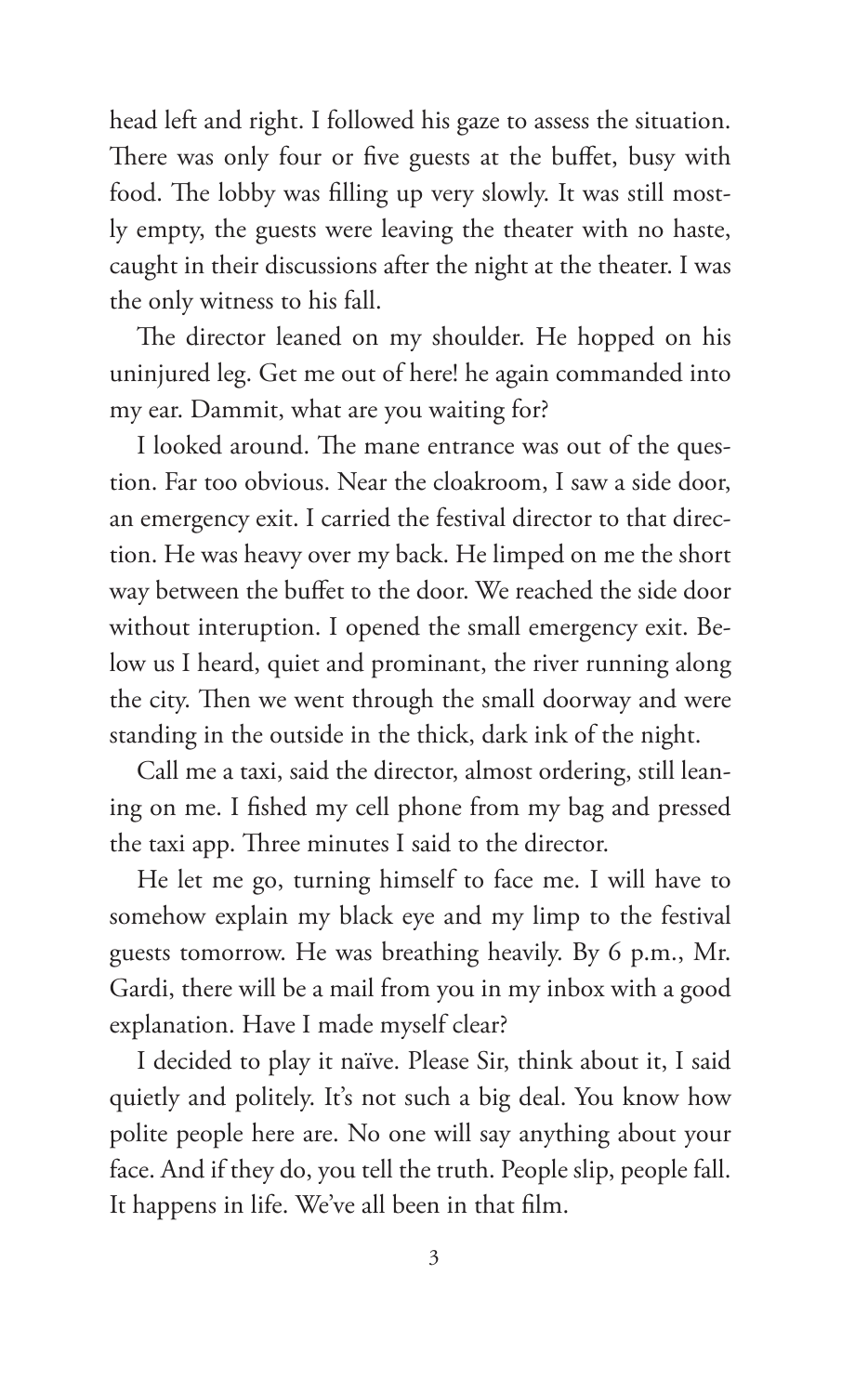head left and right. I followed his gaze to assess the situation. There was only four or five guests at the buffet, busy with food. The lobby was filling up very slowly. It was still mostly empty, the guests were leaving the theater with no haste, caught in their discussions after the night at the theater. I was the only witness to his fall.

The director leaned on my shoulder. He hopped on his uninjured leg. Get me out of here! he again commanded into my ear. Dammit, what are you waiting for?

I looked around. The mane entrance was out of the question. Far too obvious. Near the cloakroom, I saw a side door, an emergency exit. I carried the festival director to that direction. He was heavy over my back. He limped on me the short way between the buffet to the door. We reached the side door without interuption. I opened the small emergency exit. Below us I heard, quiet and prominant, the river running along the city. Then we went through the small doorway and were standing in the outside in the thick, dark ink of the night.

Call me a taxi, said the director, almost ordering, still leaning on me. I fished my cell phone from my bag and pressed the taxi app. Three minutes I said to the director.

He let me go, turning himself to face me. I will have to somehow explain my black eye and my limp to the festival guests tomorrow. He was breathing heavily. By 6 p.m., Mr. Gardi, there will be a mail from you in my inbox with a good explanation. Have I made myself clear?

I decided to play it naïve. Please Sir, think about it, I said quietly and politely. It's not such a big deal. You know how polite people here are. No one will say anything about your face. And if they do, you tell the truth. People slip, people fall. It happens in life. We've all been in that film.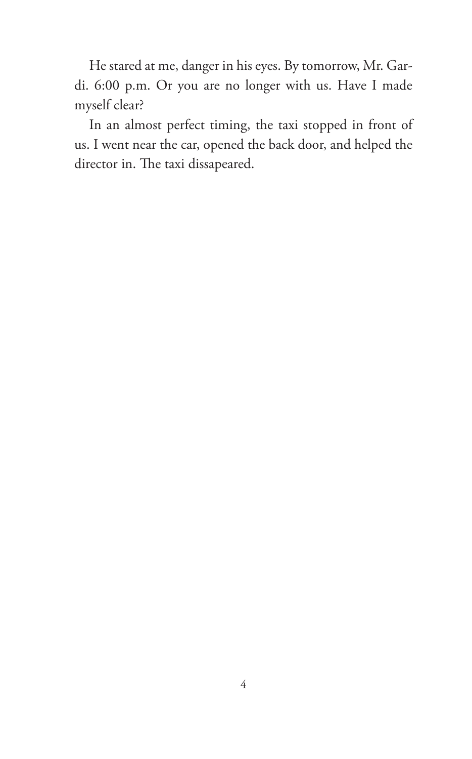He stared at me, danger in his eyes. By tomorrow, Mr. Gardi. 6:00 p.m. Or you are no longer with us. Have I made myself clear?

In an almost perfect timing, the taxi stopped in front of us. I went near the car, opened the back door, and helped the director in. The taxi dissapeared.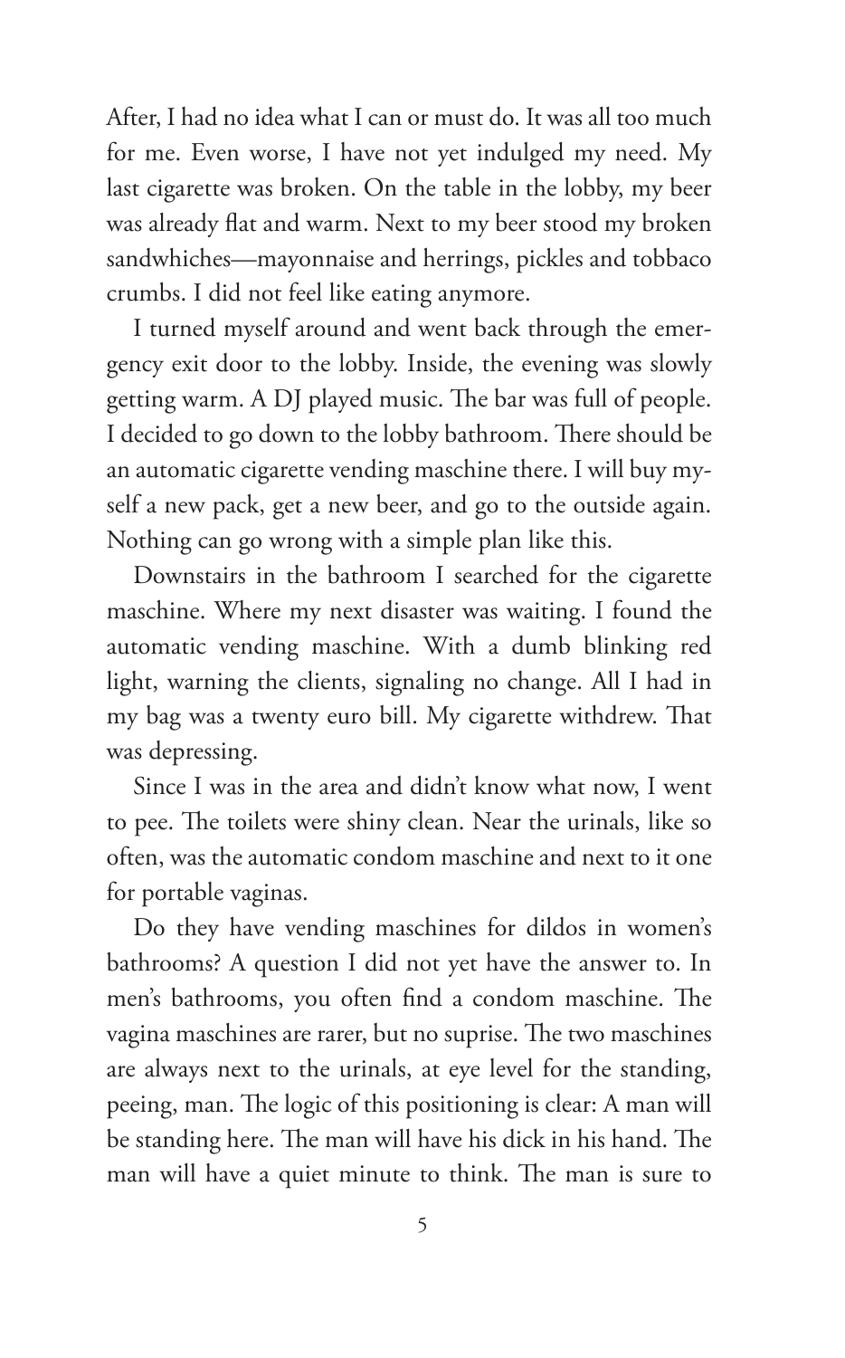After, I had no idea what I can or must do. It was all too much for me. Even worse, I have not yet indulged my need. My last cigarette was broken. On the table in the lobby, my beer was already flat and warm. Next to my beer stood my broken sandwhiches—mayonnaise and herrings, pickles and tobbaco crumbs. I did not feel like eating anymore.

I turned myself around and went back through the emergency exit door to the lobby. Inside, the evening was slowly getting warm. A DJ played music. The bar was full of people. I decided to go down to the lobby bathroom. There should be an automatic cigarette vending maschine there. I will buy myself a new pack, get a new beer, and go to the outside again. Nothing can go wrong with a simple plan like this.

Downstairs in the bathroom I searched for the cigarette maschine. Where my next disaster was waiting. I found the automatic vending maschine. With a dumb blinking red light, warning the clients, signaling no change. All I had in my bag was a twenty euro bill. My cigarette withdrew. That was depressing.

Since I was in the area and didn't know what now, I went to pee. The toilets were shiny clean. Near the urinals, like so often, was the automatic condom maschine and next to it one for portable vaginas.

Do they have vending maschines for dildos in women's bathrooms? A question I did not yet have the answer to. In men's bathrooms, you often find a condom maschine. The vagina maschines are rarer, but no suprise. The two maschines are always next to the urinals, at eye level for the standing, peeing, man. The logic of this positioning is clear: A man will be standing here. The man will have his dick in his hand. The man will have a quiet minute to think. The man is sure to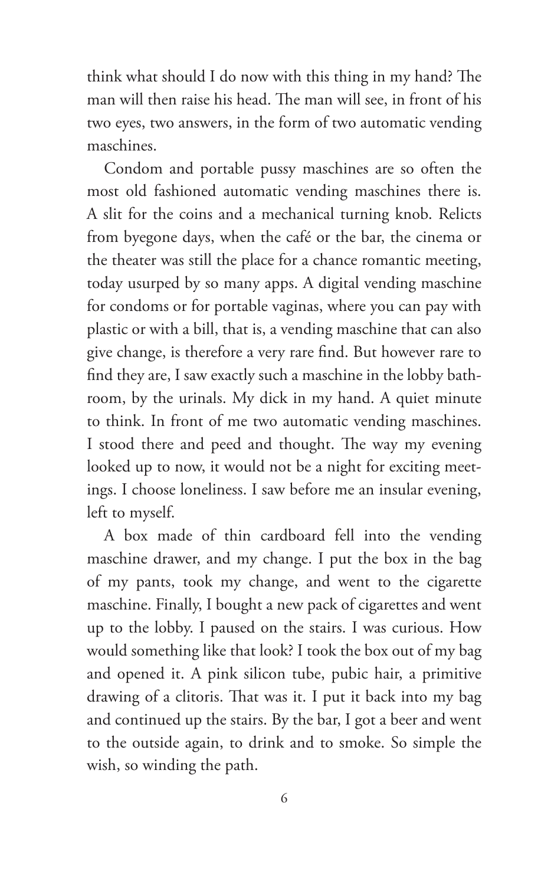think what should I do now with this thing in my hand? The man will then raise his head. The man will see, in front of his two eyes, two answers, in the form of two automatic vending maschines.

Condom and portable pussy maschines are so often the most old fashioned automatic vending maschines there is. A slit for the coins and a mechanical turning knob. Relicts from byegone days, when the café or the bar, the cinema or the theater was still the place for a chance romantic meeting, today usurped by so many apps. A digital vending maschine for condoms or for portable vaginas, where you can pay with plastic or with a bill, that is, a vending maschine that can also give change, is therefore a very rare find. But however rare to find they are, I saw exactly such a maschine in the lobby bathroom, by the urinals. My dick in my hand. A quiet minute to think. In front of me two automatic vending maschines. I stood there and peed and thought. The way my evening looked up to now, it would not be a night for exciting meetings. I choose loneliness. I saw before me an insular evening, left to myself.

A box made of thin cardboard fell into the vending maschine drawer, and my change. I put the box in the bag of my pants, took my change, and went to the cigarette maschine. Finally, I bought a new pack of cigarettes and went up to the lobby. I paused on the stairs. I was curious. How would something like that look? I took the box out of my bag and opened it. A pink silicon tube, pubic hair, a primitive drawing of a clitoris. That was it. I put it back into my bag and continued up the stairs. By the bar, I got a beer and went to the outside again, to drink and to smoke. So simple the wish, so winding the path.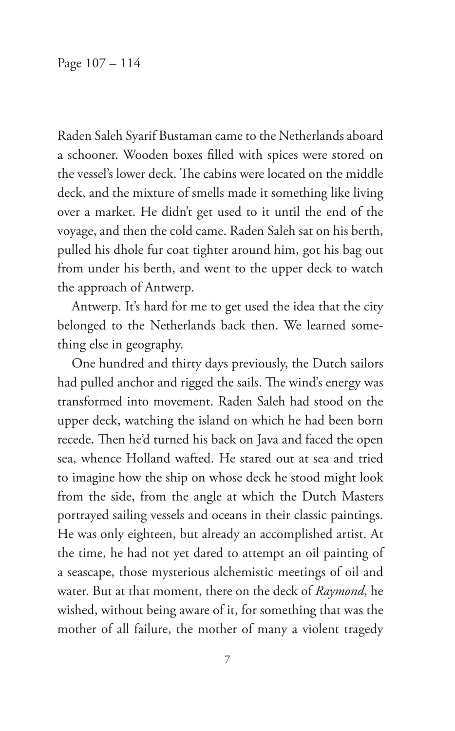Page 107 – 114

Raden Saleh Syarif Bustaman came to the Netherlands aboard a schooner. Wooden boxes filled with spices were stored on the vessel's lower deck. The cabins were located on the middle deck, and the mixture of smells made it something like living over a market. He didn't get used to it until the end of the voyage, and then the cold came. Raden Saleh sat on his berth, pulled his dhole fur coat tighter around him, got his bag out from under his berth, and went to the upper deck to watch the approach of Antwerp.

Antwerp. It's hard for me to get used the idea that the city belonged to the Netherlands back then. We learned something else in geography.

One hundred and thirty days previously, the Dutch sailors had pulled anchor and rigged the sails. The wind's energy was transformed into movement. Raden Saleh had stood on the upper deck, watching the island on which he had been born recede. Then he'd turned his back on Java and faced the open sea, whence Holland wafted. He stared out at sea and tried to imagine how the ship on whose deck he stood might look from the side, from the angle at which the Dutch Masters portrayed sailing vessels and oceans in their classic paintings. He was only eighteen, but already an accomplished artist. At the time, he had not yet dared to attempt an oil painting of a seascape, those mysterious alchemistic meetings of oil and water. But at that moment, there on the deck of *Raymond*, he wished, without being aware of it, for something that was the mother of all failure, the mother of many a violent tragedy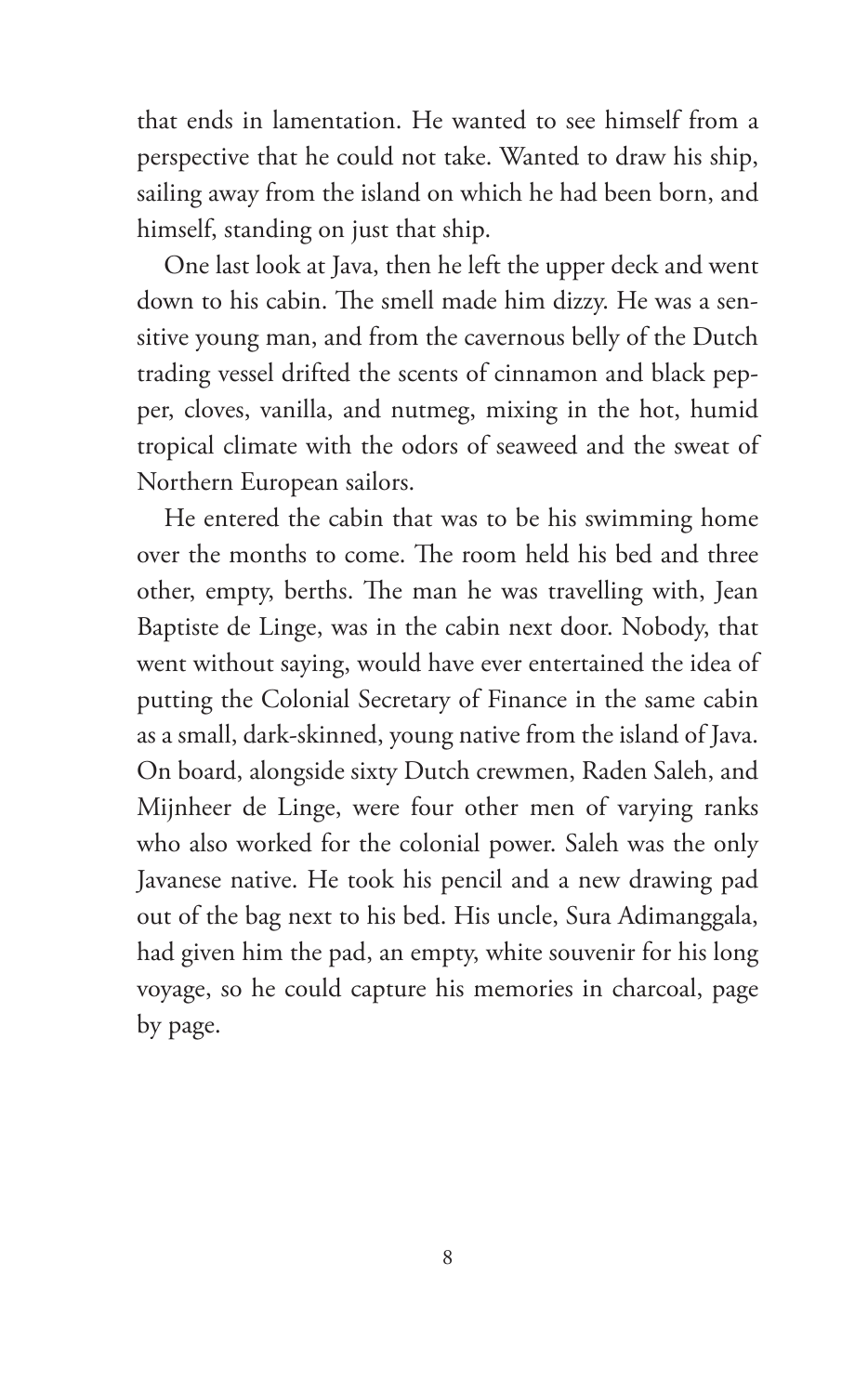that ends in lamentation. He wanted to see himself from a perspective that he could not take. Wanted to draw his ship, sailing away from the island on which he had been born, and himself, standing on just that ship.

One last look at Java, then he left the upper deck and went down to his cabin. The smell made him dizzy. He was a sensitive young man, and from the cavernous belly of the Dutch trading vessel drifted the scents of cinnamon and black pepper, cloves, vanilla, and nutmeg, mixing in the hot, humid tropical climate with the odors of seaweed and the sweat of Northern European sailors.

He entered the cabin that was to be his swimming home over the months to come. The room held his bed and three other, empty, berths. The man he was travelling with, Jean Baptiste de Linge, was in the cabin next door. Nobody, that went without saying, would have ever entertained the idea of putting the Colonial Secretary of Finance in the same cabin as a small, dark-skinned, young native from the island of Java. On board, alongside sixty Dutch crewmen, Raden Saleh, and Mijnheer de Linge, were four other men of varying ranks who also worked for the colonial power. Saleh was the only Javanese native. He took his pencil and a new drawing pad out of the bag next to his bed. His uncle, Sura Adimanggala, had given him the pad, an empty, white souvenir for his long voyage, so he could capture his memories in charcoal, page by page.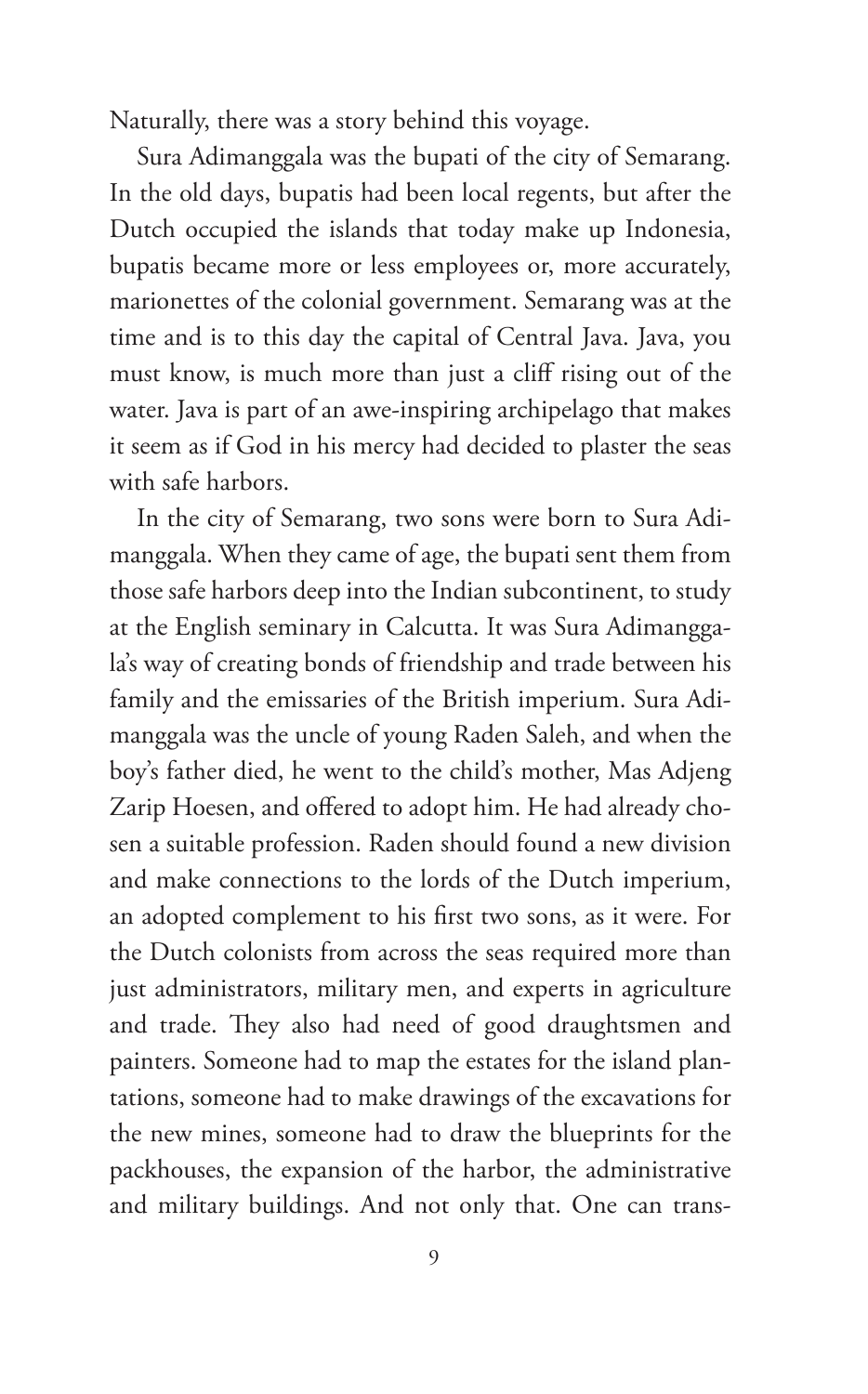Naturally, there was a story behind this voyage.

Sura Adimanggala was the bupati of the city of Semarang. In the old days, bupatis had been local regents, but after the Dutch occupied the islands that today make up Indonesia, bupatis became more or less employees or, more accurately, marionettes of the colonial government. Semarang was at the time and is to this day the capital of Central Java. Java, you must know, is much more than just a cliff rising out of the water. Java is part of an awe-inspiring archipelago that makes it seem as if God in his mercy had decided to plaster the seas with safe harbors.

In the city of Semarang, two sons were born to Sura Adimanggala. When they came of age, the bupati sent them from those safe harbors deep into the Indian subcontinent, to study at the English seminary in Calcutta. It was Sura Adimanggala's way of creating bonds of friendship and trade between his family and the emissaries of the British imperium. Sura Adimanggala was the uncle of young Raden Saleh, and when the boy's father died, he went to the child's mother, Mas Adjeng Zarip Hoesen, and offered to adopt him. He had already chosen a suitable profession. Raden should found a new division and make connections to the lords of the Dutch imperium, an adopted complement to his first two sons, as it were. For the Dutch colonists from across the seas required more than just administrators, military men, and experts in agriculture and trade. They also had need of good draughtsmen and painters. Someone had to map the estates for the island plantations, someone had to make drawings of the excavations for the new mines, someone had to draw the blueprints for the packhouses, the expansion of the harbor, the administrative and military buildings. And not only that. One can trans-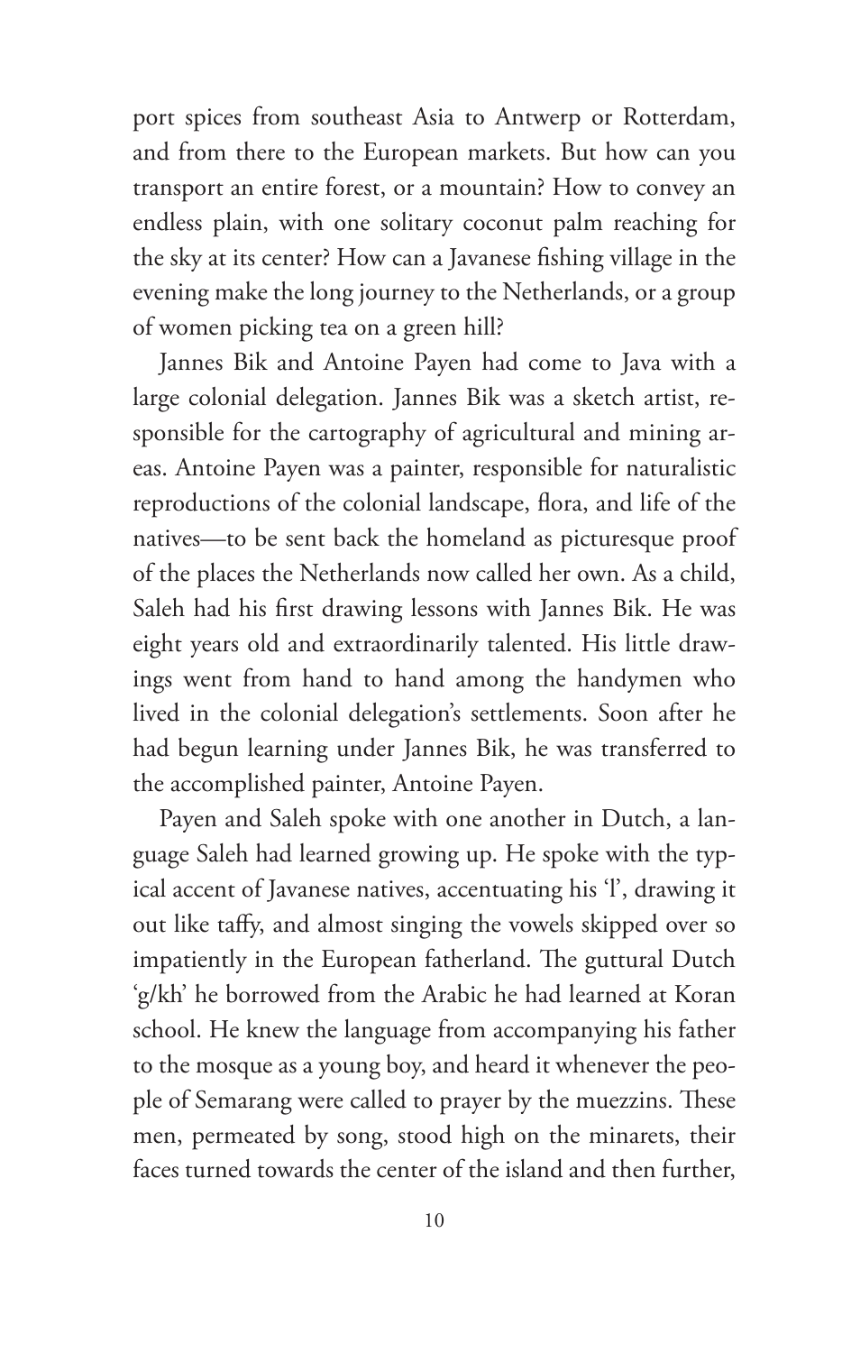port spices from southeast Asia to Antwerp or Rotterdam, and from there to the European markets. But how can you transport an entire forest, or a mountain? How to convey an endless plain, with one solitary coconut palm reaching for the sky at its center? How can a Javanese fishing village in the evening make the long journey to the Netherlands, or a group of women picking tea on a green hill?

Jannes Bik and Antoine Payen had come to Java with a large colonial delegation. Jannes Bik was a sketch artist, responsible for the cartography of agricultural and mining areas. Antoine Payen was a painter, responsible for naturalistic reproductions of the colonial landscape, flora, and life of the natives—to be sent back the homeland as picturesque proof of the places the Netherlands now called her own. As a child, Saleh had his first drawing lessons with Jannes Bik. He was eight years old and extraordinarily talented. His little drawings went from hand to hand among the handymen who lived in the colonial delegation's settlements. Soon after he had begun learning under Jannes Bik, he was transferred to the accomplished painter, Antoine Payen.

Payen and Saleh spoke with one another in Dutch, a language Saleh had learned growing up. He spoke with the typical accent of Javanese natives, accentuating his 'l', drawing it out like taffy, and almost singing the vowels skipped over so impatiently in the European fatherland. The guttural Dutch 'g/kh' he borrowed from the Arabic he had learned at Koran school. He knew the language from accompanying his father to the mosque as a young boy, and heard it whenever the people of Semarang were called to prayer by the muezzins. These men, permeated by song, stood high on the minarets, their faces turned towards the center of the island and then further,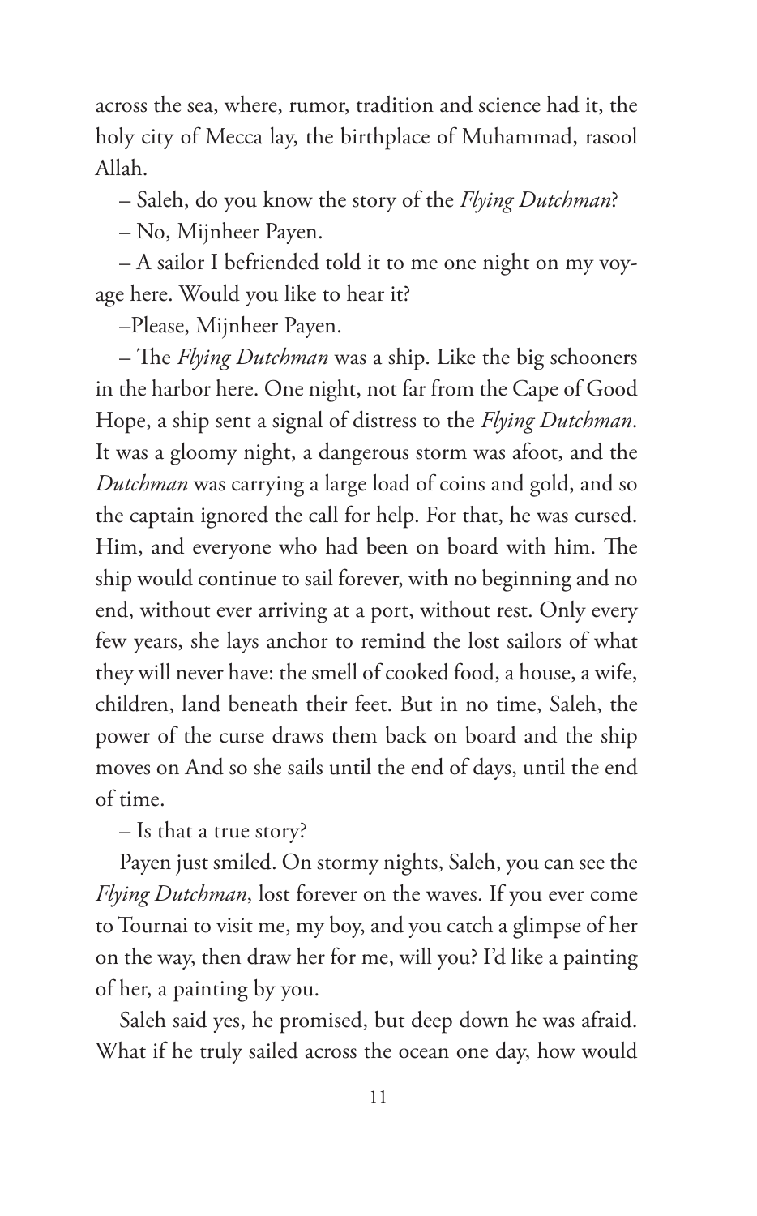across the sea, where, rumor, tradition and science had it, the holy city of Mecca lay, the birthplace of Muhammad, rasool Allah.

– Saleh, do you know the story of the *Flying Dutchman*?

– No, Mijnheer Payen.

– A sailor I befriended told it to me one night on my voyage here. Would you like to hear it?

–Please, Mijnheer Payen.

– The *Flying Dutchman* was a ship. Like the big schooners in the harbor here. One night, not far from the Cape of Good Hope, a ship sent a signal of distress to the *Flying Dutchman*. It was a gloomy night, a dangerous storm was afoot, and the *Dutchman* was carrying a large load of coins and gold, and so the captain ignored the call for help. For that, he was cursed. Him, and everyone who had been on board with him. The ship would continue to sail forever, with no beginning and no end, without ever arriving at a port, without rest. Only every few years, she lays anchor to remind the lost sailors of what they will never have: the smell of cooked food, a house, a wife, children, land beneath their feet. But in no time, Saleh, the power of the curse draws them back on board and the ship moves on And so she sails until the end of days, until the end of time.

– Is that a true story?

Payen just smiled. On stormy nights, Saleh, you can see the *Flying Dutchman*, lost forever on the waves. If you ever come to Tournai to visit me, my boy, and you catch a glimpse of her on the way, then draw her for me, will you? I'd like a painting of her, a painting by you.

Saleh said yes, he promised, but deep down he was afraid. What if he truly sailed across the ocean one day, how would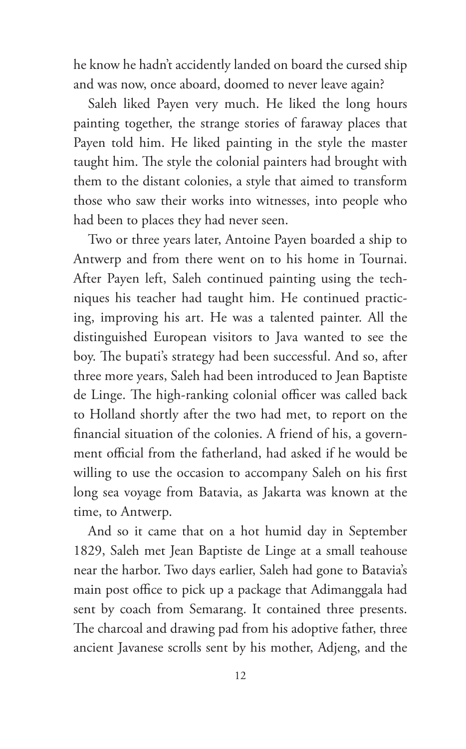he know he hadn't accidently landed on board the cursed ship and was now, once aboard, doomed to never leave again?

Saleh liked Payen very much. He liked the long hours painting together, the strange stories of faraway places that Payen told him. He liked painting in the style the master taught him. The style the colonial painters had brought with them to the distant colonies, a style that aimed to transform those who saw their works into witnesses, into people who had been to places they had never seen.

Two or three years later, Antoine Payen boarded a ship to Antwerp and from there went on to his home in Tournai. After Payen left, Saleh continued painting using the techniques his teacher had taught him. He continued practicing, improving his art. He was a talented painter. All the distinguished European visitors to Java wanted to see the boy. The bupati's strategy had been successful. And so, after three more years, Saleh had been introduced to Jean Baptiste de Linge. The high-ranking colonial officer was called back to Holland shortly after the two had met, to report on the financial situation of the colonies. A friend of his, a government official from the fatherland, had asked if he would be willing to use the occasion to accompany Saleh on his first long sea voyage from Batavia, as Jakarta was known at the time, to Antwerp.

And so it came that on a hot humid day in September 1829, Saleh met Jean Baptiste de Linge at a small teahouse near the harbor. Two days earlier, Saleh had gone to Batavia's main post office to pick up a package that Adimanggala had sent by coach from Semarang. It contained three presents. The charcoal and drawing pad from his adoptive father, three ancient Javanese scrolls sent by his mother, Adjeng, and the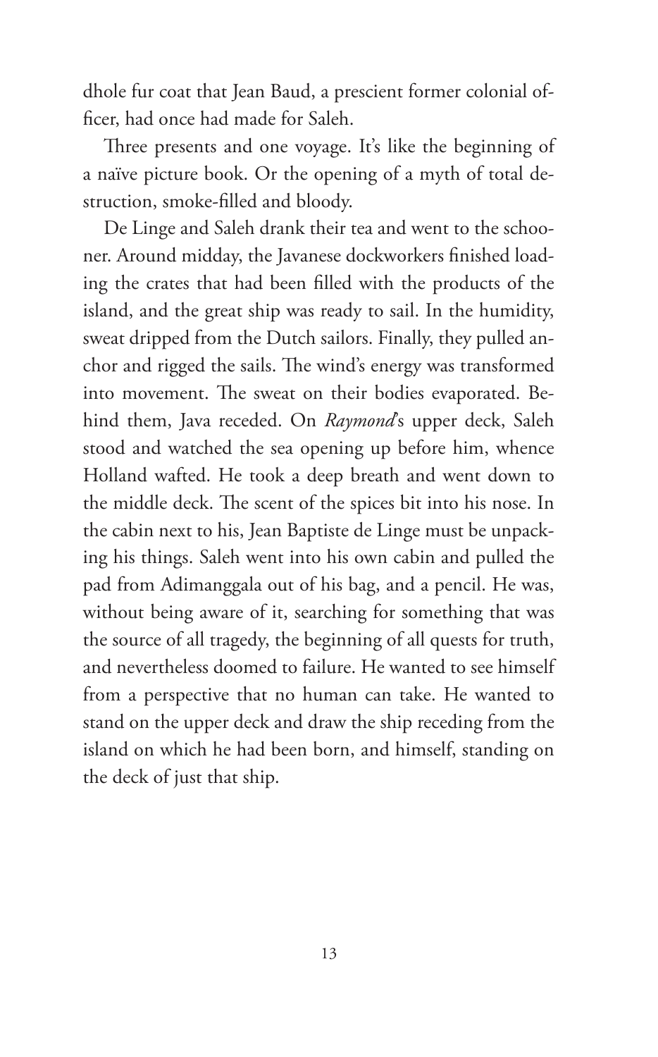dhole fur coat that Jean Baud, a prescient former colonial officer, had once had made for Saleh.

Three presents and one voyage. It's like the beginning of a naïve picture book. Or the opening of a myth of total destruction, smoke-filled and bloody.

De Linge and Saleh drank their tea and went to the schooner. Around midday, the Javanese dockworkers finished loading the crates that had been filled with the products of the island, and the great ship was ready to sail. In the humidity, sweat dripped from the Dutch sailors. Finally, they pulled anchor and rigged the sails. The wind's energy was transformed into movement. The sweat on their bodies evaporated. Behind them, Java receded. On *Raymond*'s upper deck, Saleh stood and watched the sea opening up before him, whence Holland wafted. He took a deep breath and went down to the middle deck. The scent of the spices bit into his nose. In the cabin next to his, Jean Baptiste de Linge must be unpacking his things. Saleh went into his own cabin and pulled the pad from Adimanggala out of his bag, and a pencil. He was, without being aware of it, searching for something that was the source of all tragedy, the beginning of all quests for truth, and nevertheless doomed to failure. He wanted to see himself from a perspective that no human can take. He wanted to stand on the upper deck and draw the ship receding from the island on which he had been born, and himself, standing on the deck of just that ship.